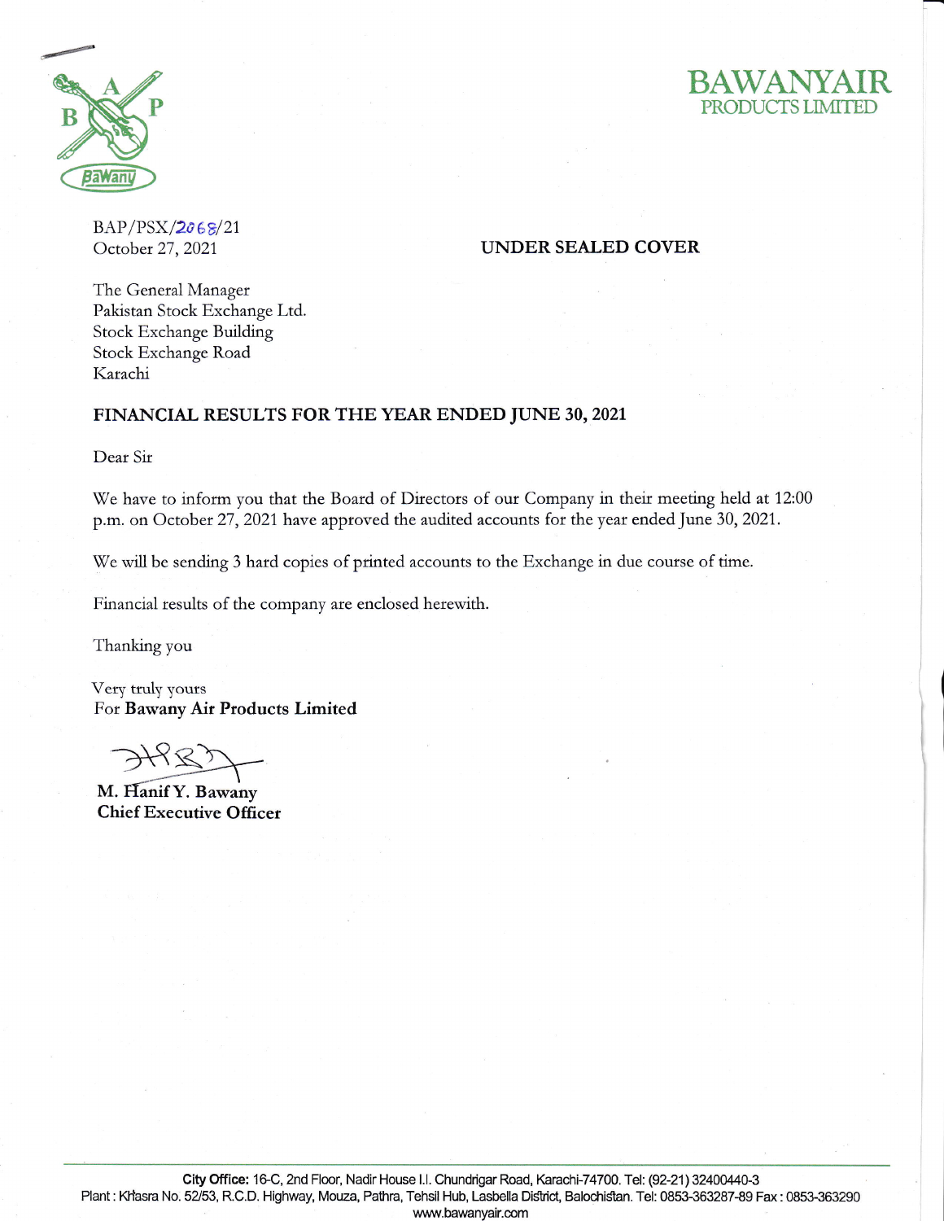# BAWANYAIR
PRODUCTS LIMITED

BAP/PSX/2068/21
October 27, 2021

**UNDER SEALED COVER**

The General Manager
Pakistan Stock Exchange Ltd.
Stock Exchange Building
Stock Exchange Road
Karachi

**FINANCIAL RESULTS FOR THE YEAR ENDED JUNE 30, 2021**

Dear Sir

We have to inform you that the Board of Directors of our Company in their meeting held at 12:00 p.m. on October 27, 2021 have approved the audited accounts for the year ended June 30, 2021.

We will be sending 3 hard copies of printed accounts to the Exchange in due course of time.

Financial results of the company are enclosed herewith.

Thanking you

Very truly yours
For **Bawany Air Products Limited**

**M. Hanif Y. Bawany**
**Chief Executive Officer**

**City Office:** 16-C, 2nd Floor, Nadir House I.I. Chundrigar Road, Karachi-74700. Tel: (92-21) 32400440-3
Plant : Khasra No. 52/53, R.C.D. Highway, Mouza, Pathra, Tehsil Hub, Lasbella District, Balochistan. Tel: 0853-363287-89 Fax : 0853-363290
www.bawanyair.com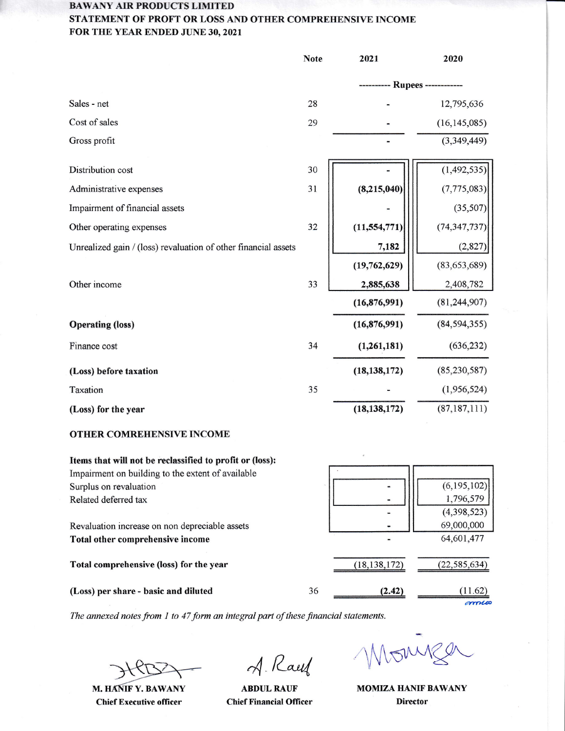**BAWANY AIR PRODUCTS LIMITED**
**STATEMENT OF PROFT OR LOSS AND OTHER COMPREHENSIVE INCOME**
**FOR THE YEAR ENDED JUNE 30, 2021**

| | Note | 2021 | 2020 |
|---|---|---|---|
| | | ---------- Rupees ------------ | |
| Sales - net | 28 | - | 12,795,636 |
| Cost of sales | 29 | - | (16,145,085) |
| Gross profit | | - | (3,349,449) |
| Distribution cost | 30 | - | (1,492,535) |
| Administrative expenses | 31 | **(8,215,040)** | (7,775,083) |
| Impairment of financial assets | | - | (35,507) |
| Other operating expenses | 32 | **(11,554,771)** | (74,347,737) |
| Unrealized gain / (loss) revaluation of other financial assets | | **7,182** | (2,827) |
| | | **(19,762,629)** | (83,653,689) |
| Other income | 33 | **2,885,638** | 2,408,782 |
| | | **(16,876,991)** | (81,244,907) |
| **Operating (loss)** | | **(16,876,991)** | (84,594,355) |
| Finance cost | 34 | **(1,261,181)** | (636,232) |
| **(Loss) before taxation** | | **(18,138,172)** | (85,230,587) |
| Taxation | 35 | - | (1,956,524) |
| **(Loss) for the year** | | **(18,138,172)** | (87,187,111) |
| **OTHER COMREHENSIVE INCOME** | | | |
| **Items that will not be reclassified to profit or (loss):** | | | |
| Impairment on building to the extent of available Surplus on revaluation | | - | (6,195,102) |
| Related deferred tax | | - | 1,796,579 |
| | | - | (4,398,523) |
| Revaluation increase on non depreciable assets | | - | 69,000,000 |
| **Total other comprehensive income** | | - | 64,601,477 |
| **Total comprehensive (loss) for the year** | | (18,138,172) | (22,585,634) |
| **(Loss) per share - basic and diluted** | 36 | **(2.42)** | (11.62) |

*The annexed notes from 1 to 47 form an integral part of these financial statements.*

| **M. HANIF Y. BAWANY** | **ABDUL RAUF** | **MOMIZA HANIF BAWANY** |
|---|---|---|
| **Chief Executive officer** | **Chief Financial Officer** | **Director** |